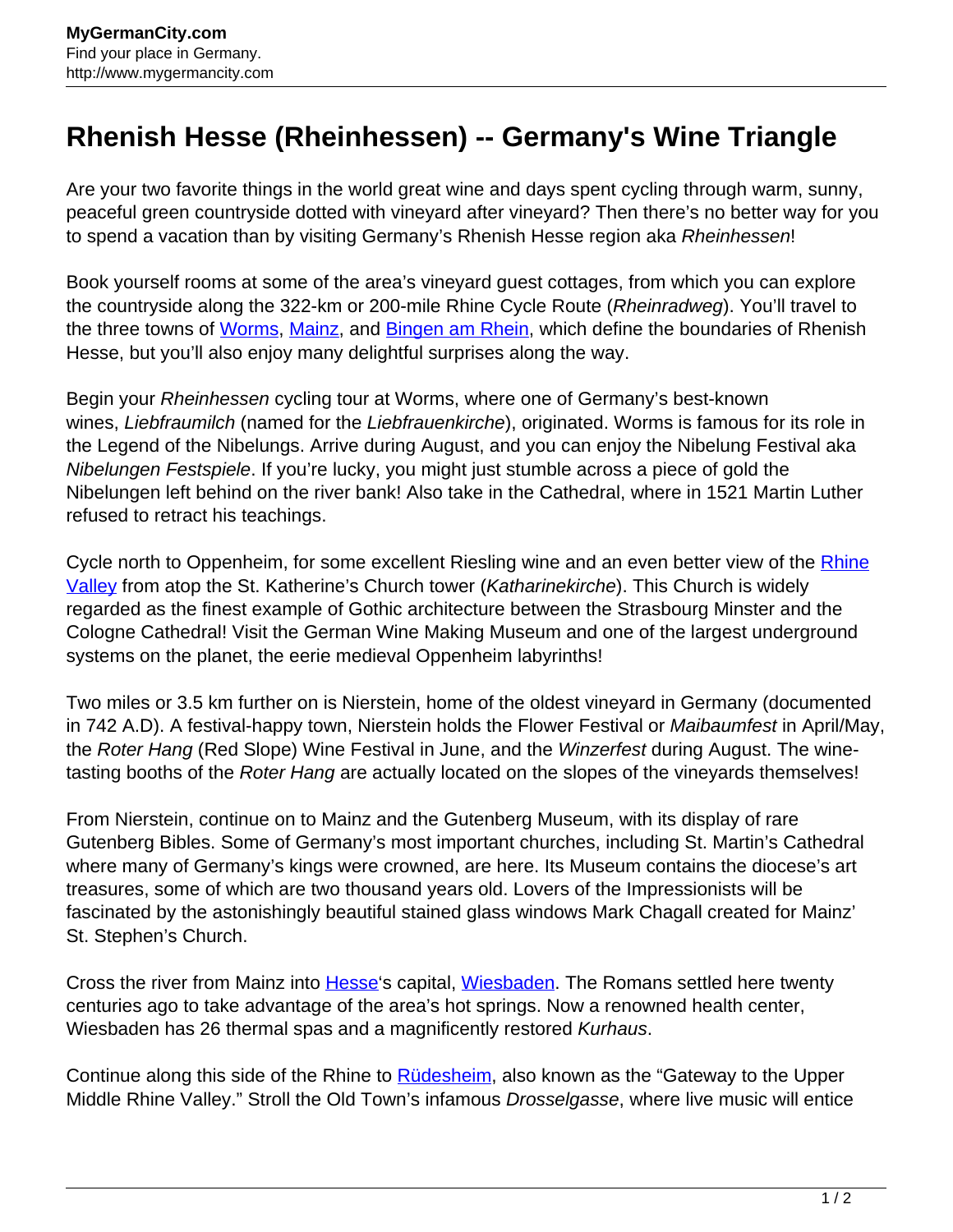# Rhenish Hesse (Rheinhessen) -- Germany's Wine Triangle

Are your two favorite things in the world great wine and days spent cycling through warm, sunny, peaceful green countryside dotted with vineyard after vineyard? Then there's no better way for you to spend a vacation than by visiting Germany's Rhenish Hesse region aka *Rheinhessen*!

Book yourself rooms at some of the area's vineyard guest cottages, from which you can explore the countryside along the 322-km or 200-mile Rhine Cycle Route (*Rheinradweg*). You'll travel to the three towns of Worms, Mainz, and Bingen am Rhein, which define the boundaries of Rhenish Hesse, but you'll also enjoy many delightful surprises along the way.

Begin your *Rheinhessen* cycling tour at Worms, where one of Germany's best-known wines, *Liebfraumilch* (named for the *Liebfrauenkirche*), originated. Worms is famous for its role in the Legend of the Nibelungs. Arrive during August, and you can enjoy the Nibelung Festival aka *Nibelungen Festspiele*. If you're lucky, you might just stumble across a piece of gold the Nibelungen left behind on the river bank! Also take in the Cathedral, where in 1521 Martin Luther refused to retract his teachings.

Cycle north to Oppenheim, for some excellent Riesling wine and an even better view of the Rhine Valley from atop the St. Katherine's Church tower (*Katharinekirche*). This Church is widely regarded as the finest example of Gothic architecture between the Strasbourg Minster and the Cologne Cathedral! Visit the German Wine Making Museum and one of the largest underground systems on the planet, the eerie medieval Oppenheim labyrinths!

Two miles or 3.5 km further on is Nierstein, home of the oldest vineyard in Germany (documented in 742 A.D). A festival-happy town, Nierstein holds the Flower Festival or *Maibaumfest* in April/May, the *Roter Hang* (Red Slope) Wine Festival in June, and the *Winzerfest* during August. The wine-tasting booths of the *Roter Hang* are actually located on the slopes of the vineyards themselves!

From Nierstein, continue on to Mainz and the Gutenberg Museum, with its display of rare Gutenberg Bibles. Some of Germany's most important churches, including St. Martin's Cathedral where many of Germany's kings were crowned, are here. Its Museum contains the diocese's art treasures, some of which are two thousand years old. Lovers of the Impressionists will be fascinated by the astonishingly beautiful stained glass windows Mark Chagall created for Mainz' St. Stephen's Church.

Cross the river from Mainz into Hesse's capital, Wiesbaden. The Romans settled here twenty centuries ago to take advantage of the area's hot springs. Now a renowned health center, Wiesbaden has 26 thermal spas and a magnificently restored *Kurhaus*.

Continue along this side of the Rhine to Rüdesheim, also known as the "Gateway to the Upper Middle Rhine Valley." Stroll the Old Town's infamous *Drosselgasse*, where live music will entice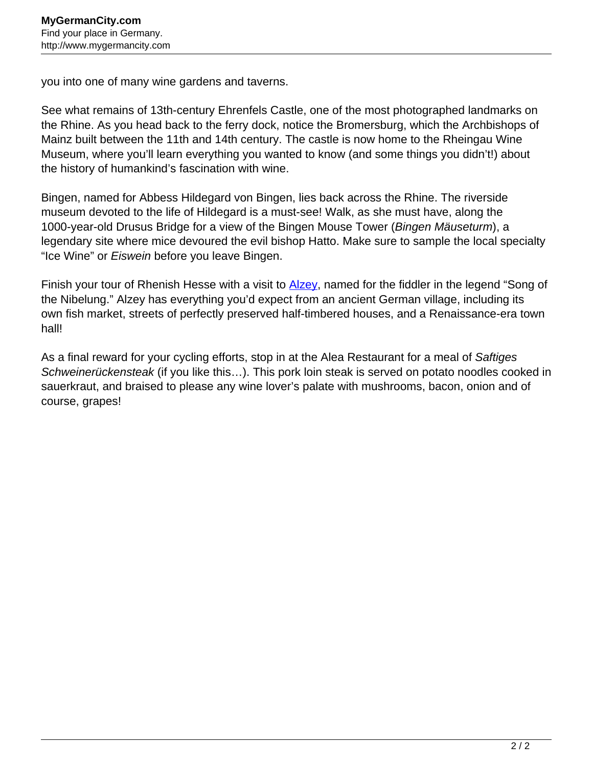you into one of many wine gardens and taverns.

See what remains of 13th-century Ehrenfels Castle, one of the most photographed landmarks on the Rhine. As you head back to the ferry dock, notice the Bromersburg, which the Archbishops of Mainz built between the 11th and 14th century. The castle is now home to the Rheingau Wine Museum, where you'll learn everything you wanted to know (and some things you didn't!) about the history of humankind's fascination with wine.

Bingen, named for Abbess Hildegard von Bingen, lies back across the Rhine. The riverside museum devoted to the life of Hildegard is a must-see! Walk, as she must have, along the 1000-year-old Drusus Bridge for a view of the Bingen Mouse Tower (*Bingen Mäuseturm*), a legendary site where mice devoured the evil bishop Hatto. Make sure to sample the local specialty "Ice Wine" or *Eiswein* before you leave Bingen.

Finish your tour of Rhenish Hesse with a visit to Alzey, named for the fiddler in the legend "Song of the Nibelung." Alzey has everything you'd expect from an ancient German village, including its own fish market, streets of perfectly preserved half-timbered houses, and a Renaissance-era town hall!

As a final reward for your cycling efforts, stop in at the Alea Restaurant for a meal of *Saftiges Schweinerückensteak* (if you like this…). This pork loin steak is served on potato noodles cooked in sauerkraut, and braised to please any wine lover's palate with mushrooms, bacon, onion and of course, grapes!